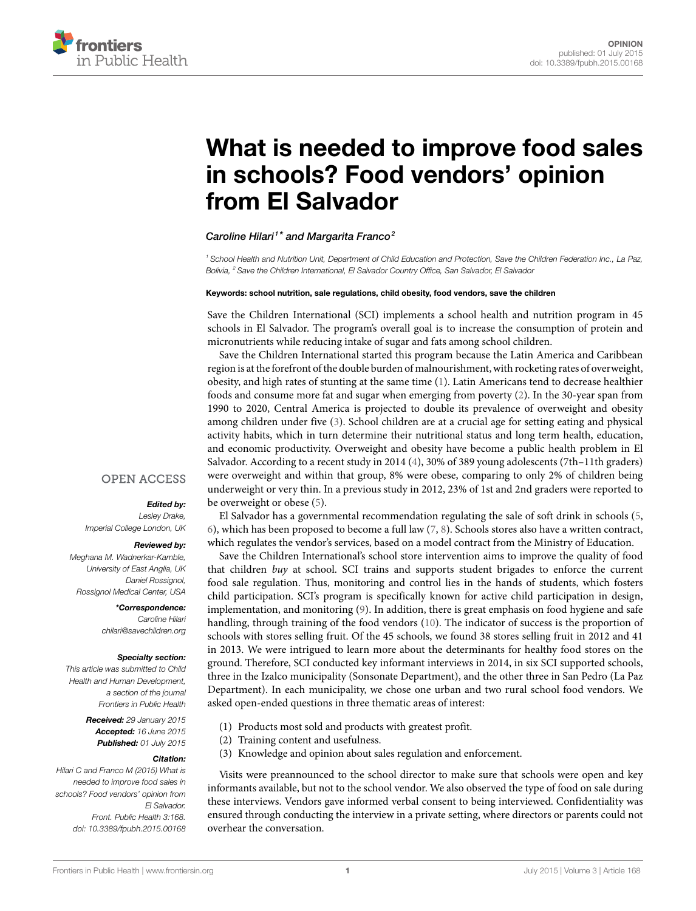OPINION
published: 01 July 2015
doi: 10.3389/fpubh.2015.00168

# What is needed to improve food sales in schools? Food vendors' opinion from El Salvador

*Caroline Hilari[1]\* and Margarita Franco[2]*

[1] School Health and Nutrition Unit, Department of Child Education and Protection, Save the Children Federation Inc., La Paz, Bolivia, [2] Save the Children International, El Salvador Country Office, San Salvador, El Salvador

**Keywords: school nutrition, sale regulations, child obesity, food vendors, save the children**

OPEN ACCESS

***Edited by:***
*Lesley Drake, Imperial College London, UK*

***Reviewed by:***
*Meghana M. Wadnerkar-Kamble, University of East Anglia, UK*
*Daniel Rossignol, Rossignol Medical Center, USA*

***\*Correspondence:***
*Caroline Hilari*
*chilari@savechildren.org*

***Specialty section:***
*This article was submitted to Child Health and Human Development, a section of the journal Frontiers in Public Health*

***Received:*** *29 January 2015*
***Accepted:*** *16 June 2015*
***Published:*** *01 July 2015*

***Citation:***
*Hilari C and Franco M (2015) What is needed to improve food sales in schools? Food vendors' opinion from El Salvador. Front. Public Health 3:168. doi: 10.3389/fpubh.2015.00168*

Save the Children International (SCI) implements a school health and nutrition program in 45 schools in El Salvador. The program's overall goal is to increase the consumption of protein and micronutrients while reducing intake of sugar and fats among school children.

Save the Children International started this program because the Latin America and Caribbean region is at the forefront of the double burden of malnourishment, with rocketing rates of overweight, obesity, and high rates of stunting at the same time (1). Latin Americans tend to decrease healthier foods and consume more fat and sugar when emerging from poverty (2). In the 30-year span from 1990 to 2020, Central America is projected to double its prevalence of overweight and obesity among children under five (3). School children are at a crucial age for setting eating and physical activity habits, which in turn determine their nutritional status and long term health, education, and economic productivity. Overweight and obesity have become a public health problem in El Salvador. According to a recent study in 2014 (4), 30% of 389 young adolescents (7th–11th graders) were overweight and within that group, 8% were obese, comparing to only 2% of children being underweight or very thin. In a previous study in 2012, 23% of 1st and 2nd graders were reported to be overweight or obese (5).

El Salvador has a governmental recommendation regulating the sale of soft drink in schools (5, 6), which has been proposed to become a full law (7, 8). Schools stores also have a written contract, which regulates the vendor's services, based on a model contract from the Ministry of Education.

Save the Children International's school store intervention aims to improve the quality of food that children *buy* at school. SCI trains and supports student brigades to enforce the current food sale regulation. Thus, monitoring and control lies in the hands of students, which fosters child participation. SCI's program is specifically known for active child participation in design, implementation, and monitoring (9). In addition, there is great emphasis on food hygiene and safe handling, through training of the food vendors (10). The indicator of success is the proportion of schools with stores selling fruit. Of the 45 schools, we found 38 stores selling fruit in 2012 and 41 in 2013. We were intrigued to learn more about the determinants for healthy food stores on the ground. Therefore, SCI conducted key informant interviews in 2014, in six SCI supported schools, three in the Izalco municipality (Sonsonate Department), and the other three in San Pedro (La Paz Department). In each municipality, we chose one urban and two rural school food vendors. We asked open-ended questions in three thematic areas of interest:

(1) Products most sold and products with greatest profit.
(2) Training content and usefulness.
(3) Knowledge and opinion about sales regulation and enforcement.

Visits were preannounced to the school director to make sure that schools were open and key informants available, but not to the school vendor. We also observed the type of food on sale during these interviews. Vendors gave informed verbal consent to being interviewed. Confidentiality was ensured through conducting the interview in a private setting, where directors or parents could not overhear the conversation.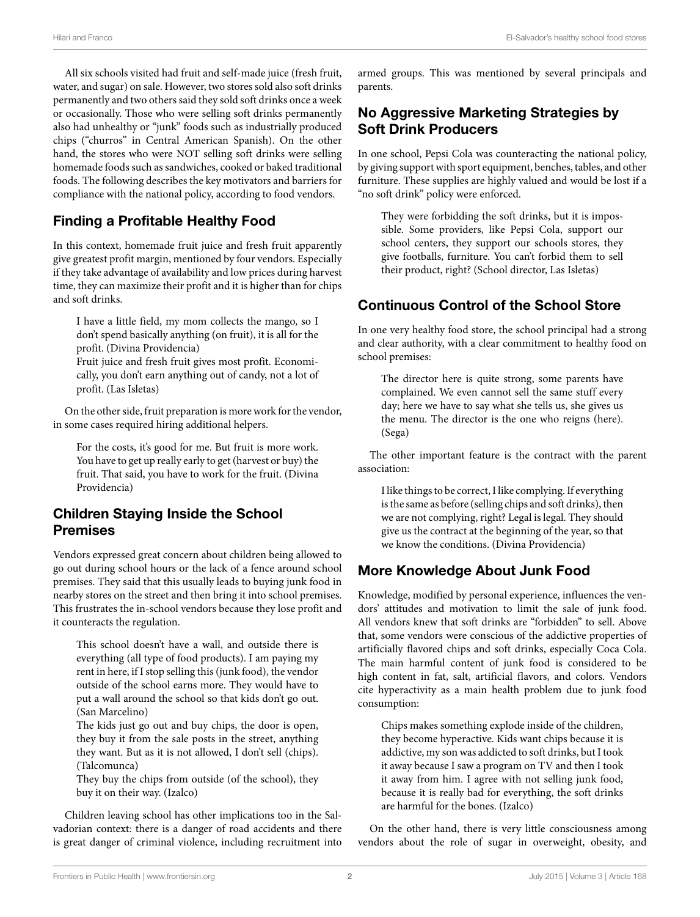All six schools visited had fruit and self-made juice (fresh fruit, water, and sugar) on sale. However, two stores sold also soft drinks permanently and two others said they sold soft drinks once a week or occasionally. Those who were selling soft drinks permanently also had unhealthy or "junk" foods such as industrially produced chips ("churros" in Central American Spanish). On the other hand, the stores who were NOT selling soft drinks were selling homemade foods such as sandwiches, cooked or baked traditional foods. The following describes the key motivators and barriers for compliance with the national policy, according to food vendors.

## Finding a Profitable Healthy Food

In this context, homemade fruit juice and fresh fruit apparently give greatest profit margin, mentioned by four vendors. Especially if they take advantage of availability and low prices during harvest time, they can maximize their profit and it is higher than for chips and soft drinks.

> I have a little field, my mom collects the mango, so I don't spend basically anything (on fruit), it is all for the profit. (Divina Providencia)
>
> Fruit juice and fresh fruit gives most profit. Economically, you don't earn anything out of candy, not a lot of profit. (Las Isletas)

On the other side, fruit preparation is more work for the vendor, in some cases required hiring additional helpers.

> For the costs, it's good for me. But fruit is more work. You have to get up really early to get (harvest or buy) the fruit. That said, you have to work for the fruit. (Divina Providencia)

## Children Staying Inside the School Premises

Vendors expressed great concern about children being allowed to go out during school hours or the lack of a fence around school premises. They said that this usually leads to buying junk food in nearby stores on the street and then bring it into school premises. This frustrates the in-school vendors because they lose profit and it counteracts the regulation.

> This school doesn't have a wall, and outside there is everything (all type of food products). I am paying my rent in here, if I stop selling this (junk food), the vendor outside of the school earns more. They would have to put a wall around the school so that kids don't go out. (San Marcelino)
>
> The kids just go out and buy chips, the door is open, they buy it from the sale posts in the street, anything they want. But as it is not allowed, I don't sell (chips). (Talcomunca)
>
> They buy the chips from outside (of the school), they buy it on their way. (Izalco)

Children leaving school has other implications too in the Salvadorian context: there is a danger of road accidents and there is great danger of criminal violence, including recruitment into armed groups. This was mentioned by several principals and parents.

## No Aggressive Marketing Strategies by Soft Drink Producers

In one school, Pepsi Cola was counteracting the national policy, by giving support with sport equipment, benches, tables, and other furniture. These supplies are highly valued and would be lost if a "no soft drink" policy were enforced.

> They were forbidding the soft drinks, but it is impossible. Some providers, like Pepsi Cola, support our school centers, they support our schools stores, they give footballs, furniture. You can't forbid them to sell their product, right? (School director, Las Isletas)

## Continuous Control of the School Store

In one very healthy food store, the school principal had a strong and clear authority, with a clear commitment to healthy food on school premises:

> The director here is quite strong, some parents have complained. We even cannot sell the same stuff every day; here we have to say what she tells us, she gives us the menu. The director is the one who reigns (here). (Sega)

The other important feature is the contract with the parent association:

> I like things to be correct, I like complying. If everything is the same as before (selling chips and soft drinks), then we are not complying, right? Legal is legal. They should give us the contract at the beginning of the year, so that we know the conditions. (Divina Providencia)

## More Knowledge About Junk Food

Knowledge, modified by personal experience, influences the vendors' attitudes and motivation to limit the sale of junk food. All vendors knew that soft drinks are "forbidden" to sell. Above that, some vendors were conscious of the addictive properties of artificially flavored chips and soft drinks, especially Coca Cola. The main harmful content of junk food is considered to be high content in fat, salt, artificial flavors, and colors. Vendors cite hyperactivity as a main health problem due to junk food consumption:

> Chips makes something explode inside of the children, they become hyperactive. Kids want chips because it is addictive, my son was addicted to soft drinks, but I took it away because I saw a program on TV and then I took it away from him. I agree with not selling junk food, because it is really bad for everything, the soft drinks are harmful for the bones. (Izalco)

On the other hand, there is very little consciousness among vendors about the role of sugar in overweight, obesity, and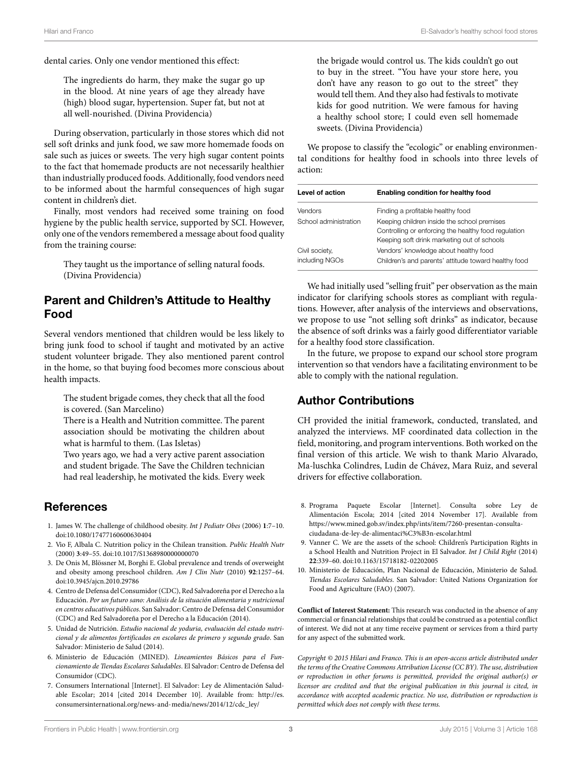dental caries. Only one vendor mentioned this effect:

> The ingredients do harm, they make the sugar go up in the blood. At nine years of age they already have (high) blood sugar, hypertension. Super fat, but not at all well-nourished. (Divina Providencia)

During observation, particularly in those stores which did not sell soft drinks and junk food, we saw more homemade foods on sale such as juices or sweets. The very high sugar content points to the fact that homemade products are not necessarily healthier than industrially produced foods. Additionally, food vendors need to be informed about the harmful consequences of high sugar content in children's diet.

Finally, most vendors had received some training on food hygiene by the public health service, supported by SCI. However, only one of the vendors remembered a message about food quality from the training course:

> They taught us the importance of selling natural foods. (Divina Providencia)

## Parent and Children's Attitude to Healthy Food

Several vendors mentioned that children would be less likely to bring junk food to school if taught and motivated by an active student volunteer brigade. They also mentioned parent control in the home, so that buying food becomes more conscious about health impacts.

> The student brigade comes, they check that all the food is covered. (San Marcelino)
>
> There is a Health and Nutrition committee. The parent association should be motivating the children about what is harmful to them. (Las Isletas)
>
> Two years ago, we had a very active parent association and student brigade. The Save the Children technician had real leadership, he motivated the kids. Every week the brigade would control us. The kids couldn't go out to buy in the street. "You have your store here, you don't have any reason to go out to the street" they would tell them. And they also had festivals to motivate kids for good nutrition. We were famous for having a healthy school store; I could even sell homemade sweets. (Divina Providencia)

We propose to classify the "ecologic" or enabling environmental conditions for healthy food in schools into three levels of action:

| Level of action | Enabling condition for healthy food |
|---|---|
| Vendors | Finding a profitable healthy food |
| School administration | Keeping children inside the school premises<br>Controlling or enforcing the healthy food regulation<br>Keeping soft drink marketing out of schools |
| Civil society, including NGOs | Vendors' knowledge about healthy food<br>Children's and parents' attitude toward healthy food |

We had initially used "selling fruit" per observation as the main indicator for clarifying schools stores as compliant with regulations. However, after analysis of the interviews and observations, we propose to use "not selling soft drinks" as indicator, because the absence of soft drinks was a fairly good differentiator variable for a healthy food store classification.

In the future, we propose to expand our school store program intervention so that vendors have a facilitating environment to be able to comply with the national regulation.

## Author Contributions

CH provided the initial framework, conducted, translated, and analyzed the interviews. MF coordinated data collection in the field, monitoring, and program interventions. Both worked on the final version of this article. We wish to thank Mario Alvarado, Ma-luschka Colindres, Ludin de Chávez, Mara Ruiz, and several drivers for effective collaboration.

## References

1. James W. The challenge of childhood obesity. *Int J Pediatr Obes* (2006) **1**:7–10. doi:10.1080/17477160600630404
2. Vio F, Albala C. Nutrition policy in the Chilean transition. *Public Health Nutr* (2000) **3**:49–55. doi:10.1017/S1368980000000070
3. De Onis M, Blössner M, Borghi E. Global prevalence and trends of overweight and obesity among preschool children. *Am J Clin Nutr* (2010) **92**:1257–64. doi:10.3945/ajcn.2010.29786
4. Centro de Defensa del Consumidor (CDC), Red Salvadoreña por el Derecho a la Educación. *Por un futuro sano: Análisis de la situación alimentaria y nutricional en centros educativos públicos*. San Salvador: Centro de Defensa del Consumidor (CDC) and Red Salvadoreña por el Derecho a la Educación (2014).
5. Unidad de Nutrición. *Estudio nacional de yoduria, evaluación del estado nutricional y de alimentos fortificados en escolares de primero y segundo grado*. San Salvador: Ministerio de Salud (2014).
6. Ministerio de Educación (MINED). *Lineamientos Básicos para el Funcionamiento de Tiendas Escolares Saludables*. El Salvador: Centro de Defensa del Consumidor (CDC).
7. Consumers International [Internet]. El Salvador: Ley de Alimentación Saludable Escolar; 2014 [cited 2014 December 10]. Available from: http://es.consumersinternational.org/news-and-media/news/2014/12/cdc_ley/
8. Programa Paquete Escolar [Internet]. Consulta sobre Ley de Alimentación Escola; 2014 [cited 2014 November 17]. Available from https://www.mined.gob.sv/index.php/ints/item/7260-presentan-consulta-ciudadana-de-ley-de-alimentaci%C3%B3n-escolar.html
9. Vanner C. We are the assets of the school: Children's Participation Rights in a School Health and Nutrition Project in El Salvador. *Int J Child Right* (2014) **22**:339–60. doi:10.1163/15718182-02202005
10. Ministerio de Educación, Plan Nacional de Educación, Ministerio de Salud. *Tiendas Escolares Saludables*. San Salvador: United Nations Organization for Food and Agriculture (FAO) (2007).

**Conflict of Interest Statement:** This research was conducted in the absence of any commercial or financial relationships that could be construed as a potential conflict of interest. We did not at any time receive payment or services from a third party for any aspect of the submitted work.

*Copyright © 2015 Hilari and Franco. This is an open-access article distributed under the terms of the Creative Commons Attribution License (CC BY). The use, distribution or reproduction in other forums is permitted, provided the original author(s) or licensor are credited and that the original publication in this journal is cited, in accordance with accepted academic practice. No use, distribution or reproduction is permitted which does not comply with these terms.*